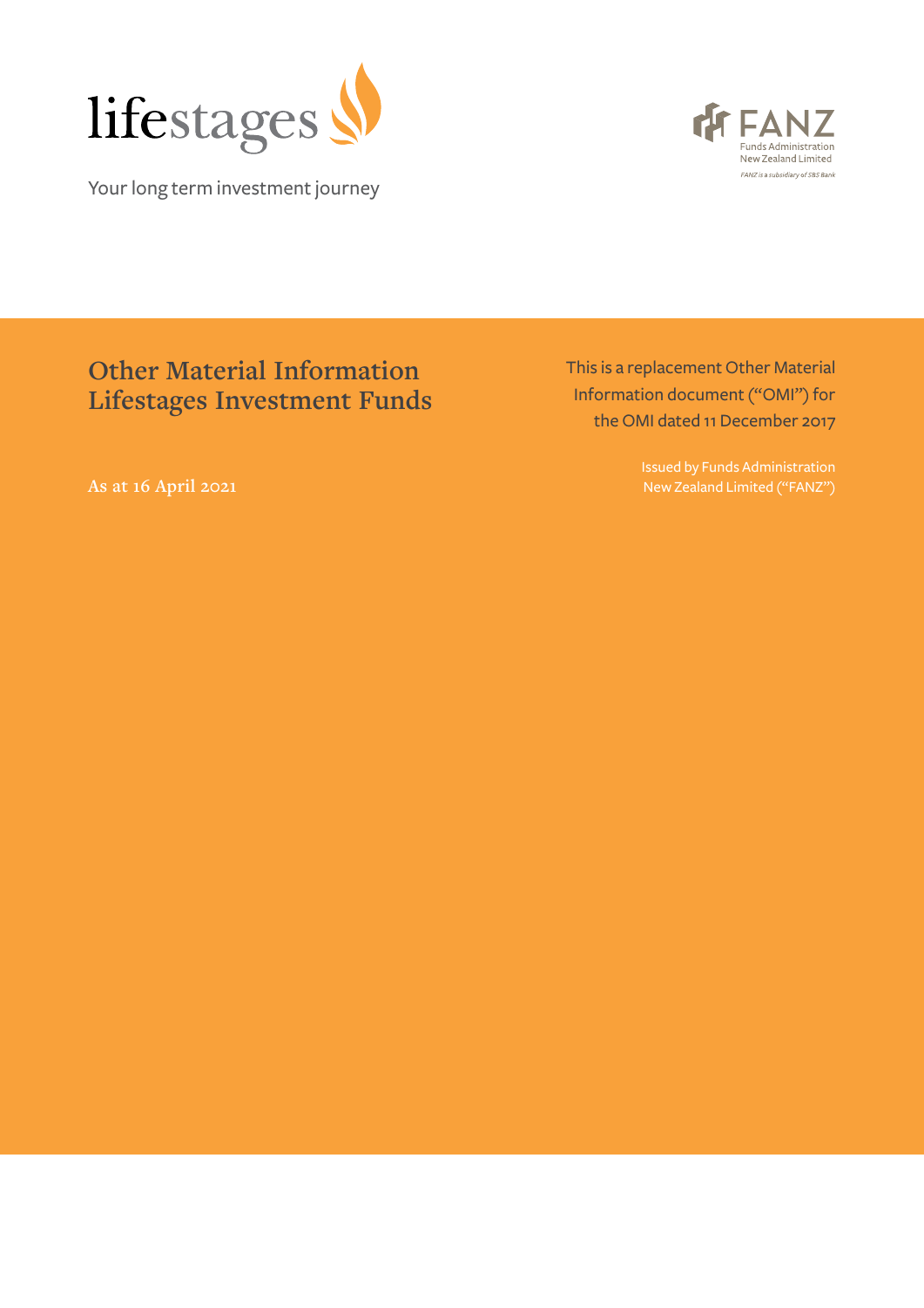lifestages

Your long term investment journey

FANZ
Funds Administration New Zealand Limited

*FANZ is a subsidiary of SBS Bank*

# Other Material Information Lifestages Investment Funds

As at 16 April 2021

This is a replacement Other Material Information document ("OMI") for the OMI dated 11 December 2017

Issued by Funds Administration New Zealand Limited ("FANZ")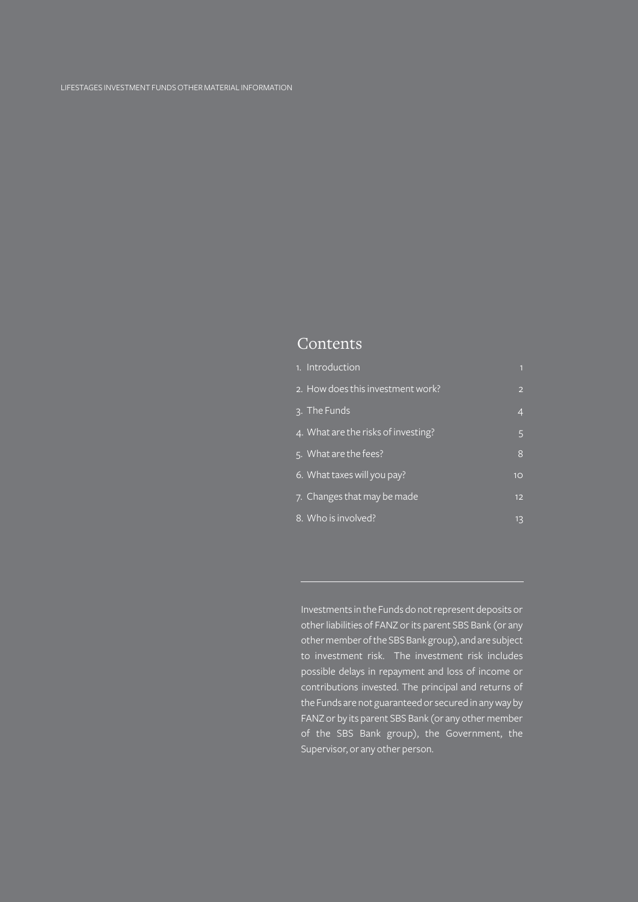## Contents

| | |
|---|---|
| 1. Introduction | 1 |
| 2. How does this investment work? | 2 |
| 3. The Funds | 4 |
| 4. What are the risks of investing? | 5 |
| 5. What are the fees? | 8 |
| 6. What taxes will you pay? | 10 |
| 7. Changes that may be made | 12 |
| 8. Who is involved? | 13 |

---

Investments in the Funds do not represent deposits or other liabilities of FANZ or its parent SBS Bank (or any other member of the SBS Bank group), and are subject to investment risk. The investment risk includes possible delays in repayment and loss of income or contributions invested. The principal and returns of the Funds are not guaranteed or secured in any way by FANZ or by its parent SBS Bank (or any other member of the SBS Bank group), the Government, the Supervisor, or any other person.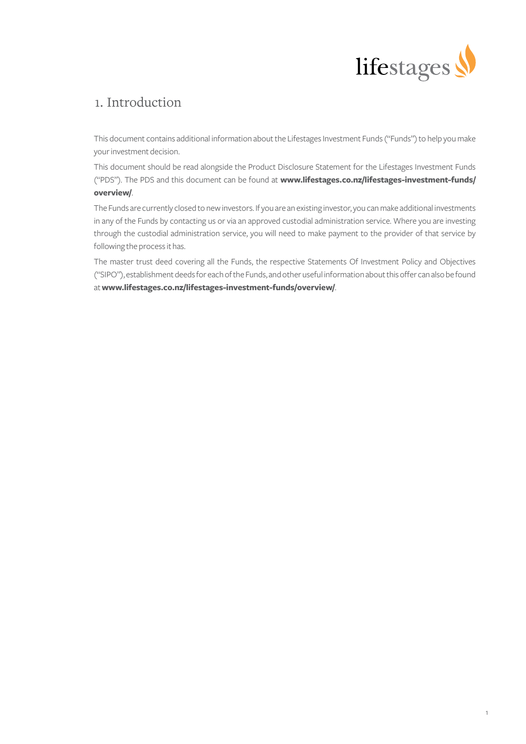# 1. Introduction

This document contains additional information about the Lifestages Investment Funds ("Funds") to help you make your investment decision.

This document should be read alongside the Product Disclosure Statement for the Lifestages Investment Funds ("PDS"). The PDS and this document can be found at **www.lifestages.co.nz/lifestages-investment-funds/overview/**.

The Funds are currently closed to new investors. If you are an existing investor, you can make additional investments in any of the Funds by contacting us or via an approved custodial administration service. Where you are investing through the custodial administration service, you will need to make payment to the provider of that service by following the process it has.

The master trust deed covering all the Funds, the respective Statements Of Investment Policy and Objectives ("SIPO"), establishment deeds for each of the Funds, and other useful information about this offer can also be found at **www.lifestages.co.nz/lifestages-investment-funds/overview/**.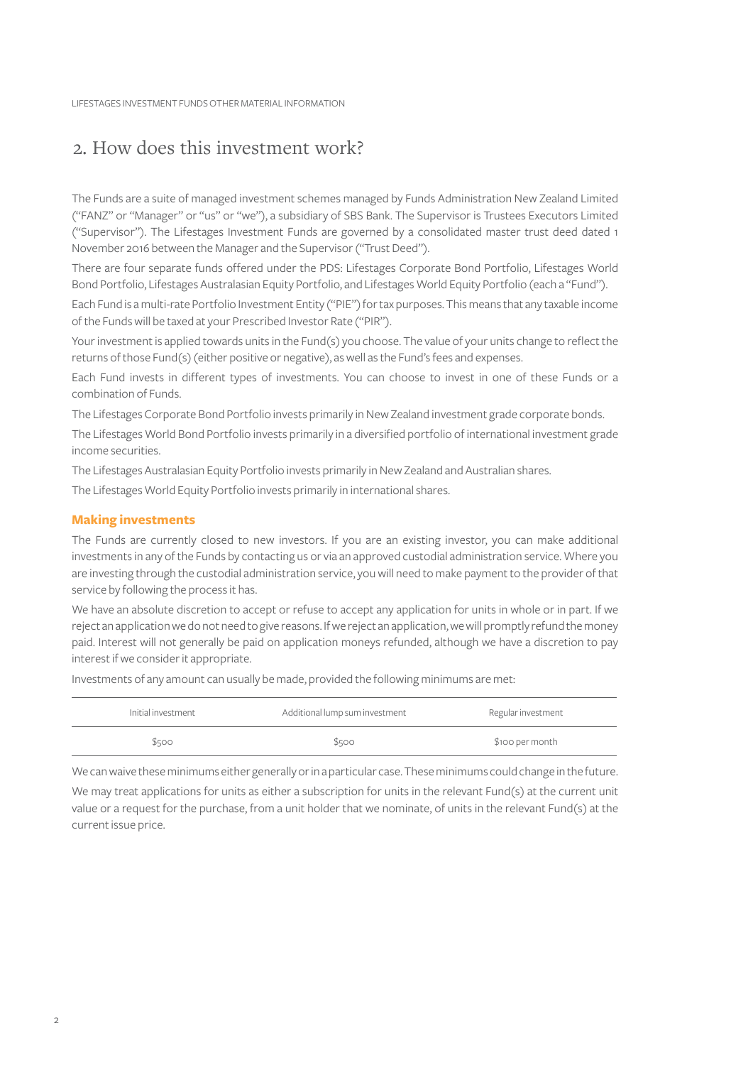## 2. How does this investment work?

The Funds are a suite of managed investment schemes managed by Funds Administration New Zealand Limited ("FANZ" or "Manager" or "us" or "we"), a subsidiary of SBS Bank. The Supervisor is Trustees Executors Limited ("Supervisor"). The Lifestages Investment Funds are governed by a consolidated master trust deed dated 1 November 2016 between the Manager and the Supervisor ("Trust Deed").

There are four separate funds offered under the PDS: Lifestages Corporate Bond Portfolio, Lifestages World Bond Portfolio, Lifestages Australasian Equity Portfolio, and Lifestages World Equity Portfolio (each a "Fund").

Each Fund is a multi-rate Portfolio Investment Entity ("PIE") for tax purposes. This means that any taxable income of the Funds will be taxed at your Prescribed Investor Rate ("PIR").

Your investment is applied towards units in the Fund(s) you choose. The value of your units change to reflect the returns of those Fund(s) (either positive or negative), as well as the Fund's fees and expenses.

Each Fund invests in different types of investments. You can choose to invest in one of these Funds or a combination of Funds.

The Lifestages Corporate Bond Portfolio invests primarily in New Zealand investment grade corporate bonds.

The Lifestages World Bond Portfolio invests primarily in a diversified portfolio of international investment grade income securities.

The Lifestages Australasian Equity Portfolio invests primarily in New Zealand and Australian shares.

The Lifestages World Equity Portfolio invests primarily in international shares.

### Making investments

The Funds are currently closed to new investors. If you are an existing investor, you can make additional investments in any of the Funds by contacting us or via an approved custodial administration service. Where you are investing through the custodial administration service, you will need to make payment to the provider of that service by following the process it has.

We have an absolute discretion to accept or refuse to accept any application for units in whole or in part. If we reject an application we do not need to give reasons. If we reject an application, we will promptly refund the money paid. Interest will not generally be paid on application moneys refunded, although we have a discretion to pay interest if we consider it appropriate.

Investments of any amount can usually be made, provided the following minimums are met:

| Initial investment | Additional lump sum investment | Regular investment |
|---|---|---|
| $500 | $500 | $100 per month |

We can waive these minimums either generally or in a particular case. These minimums could change in the future.

We may treat applications for units as either a subscription for units in the relevant Fund(s) at the current unit value or a request for the purchase, from a unit holder that we nominate, of units in the relevant Fund(s) at the current issue price.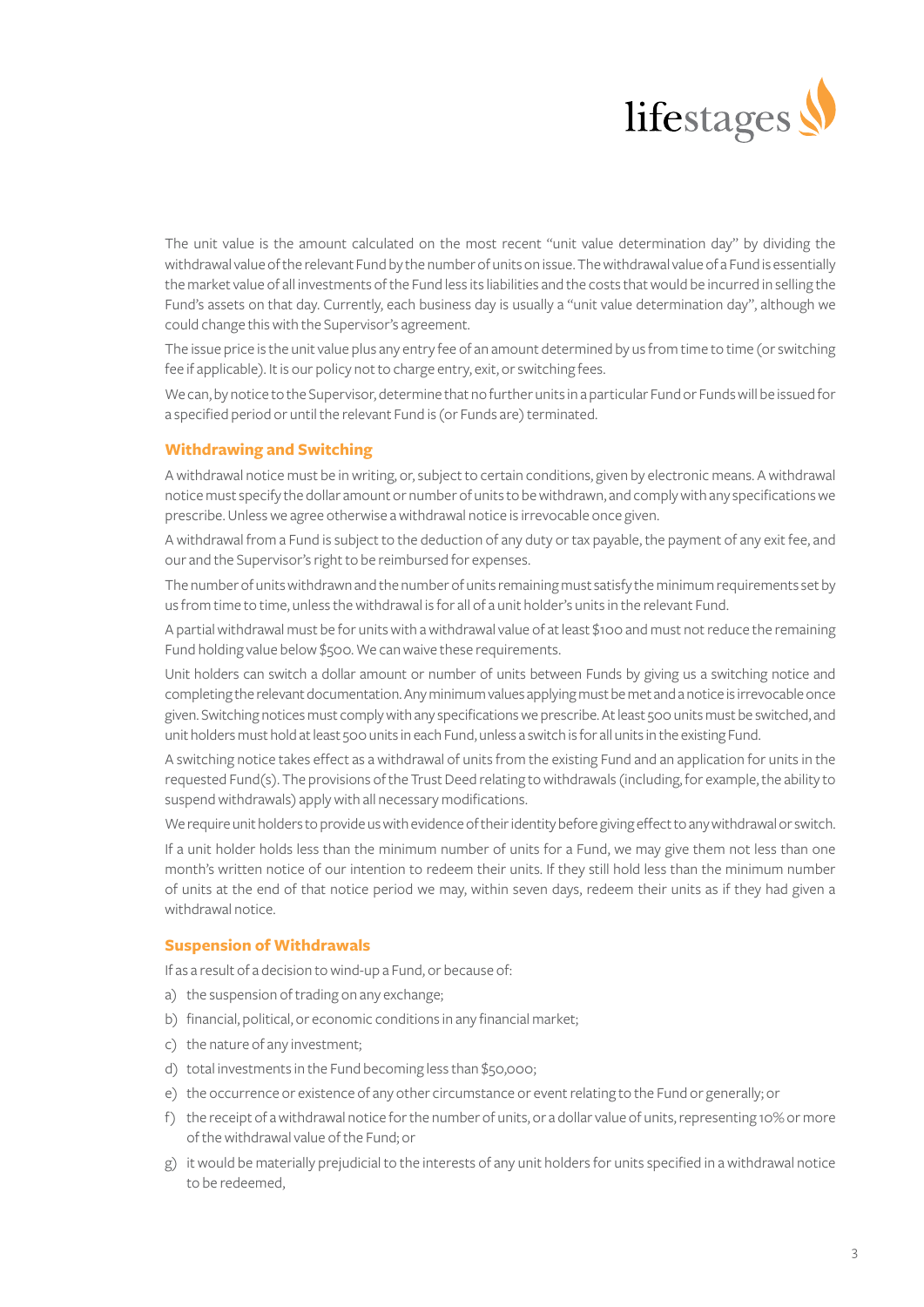The unit value is the amount calculated on the most recent "unit value determination day" by dividing the withdrawal value of the relevant Fund by the number of units on issue. The withdrawal value of a Fund is essentially the market value of all investments of the Fund less its liabilities and the costs that would be incurred in selling the Fund's assets on that day. Currently, each business day is usually a "unit value determination day", although we could change this with the Supervisor's agreement.

The issue price is the unit value plus any entry fee of an amount determined by us from time to time (or switching fee if applicable). It is our policy not to charge entry, exit, or switching fees.

We can, by notice to the Supervisor, determine that no further units in a particular Fund or Funds will be issued for a specified period or until the relevant Fund is (or Funds are) terminated.

## Withdrawing and Switching

A withdrawal notice must be in writing, or, subject to certain conditions, given by electronic means. A withdrawal notice must specify the dollar amount or number of units to be withdrawn, and comply with any specifications we prescribe. Unless we agree otherwise a withdrawal notice is irrevocable once given.

A withdrawal from a Fund is subject to the deduction of any duty or tax payable, the payment of any exit fee, and our and the Supervisor's right to be reimbursed for expenses.

The number of units withdrawn and the number of units remaining must satisfy the minimum requirements set by us from time to time, unless the withdrawal is for all of a unit holder's units in the relevant Fund.

A partial withdrawal must be for units with a withdrawal value of at least $100 and must not reduce the remaining Fund holding value below $500. We can waive these requirements.

Unit holders can switch a dollar amount or number of units between Funds by giving us a switching notice and completing the relevant documentation. Any minimum values applying must be met and a notice is irrevocable once given. Switching notices must comply with any specifications we prescribe. At least 500 units must be switched, and unit holders must hold at least 500 units in each Fund, unless a switch is for all units in the existing Fund.

A switching notice takes effect as a withdrawal of units from the existing Fund and an application for units in the requested Fund(s). The provisions of the Trust Deed relating to withdrawals (including, for example, the ability to suspend withdrawals) apply with all necessary modifications.

We require unit holders to provide us with evidence of their identity before giving effect to any withdrawal or switch.

If a unit holder holds less than the minimum number of units for a Fund, we may give them not less than one month's written notice of our intention to redeem their units. If they still hold less than the minimum number of units at the end of that notice period we may, within seven days, redeem their units as if they had given a withdrawal notice.

## Suspension of Withdrawals

If as a result of a decision to wind-up a Fund, or because of:

a) the suspension of trading on any exchange;
b) financial, political, or economic conditions in any financial market;
c) the nature of any investment;
d) total investments in the Fund becoming less than $50,000;
e) the occurrence or existence of any other circumstance or event relating to the Fund or generally; or
f) the receipt of a withdrawal notice for the number of units, or a dollar value of units, representing 10% or more of the withdrawal value of the Fund; or
g) it would be materially prejudicial to the interests of any unit holders for units specified in a withdrawal notice to be redeemed,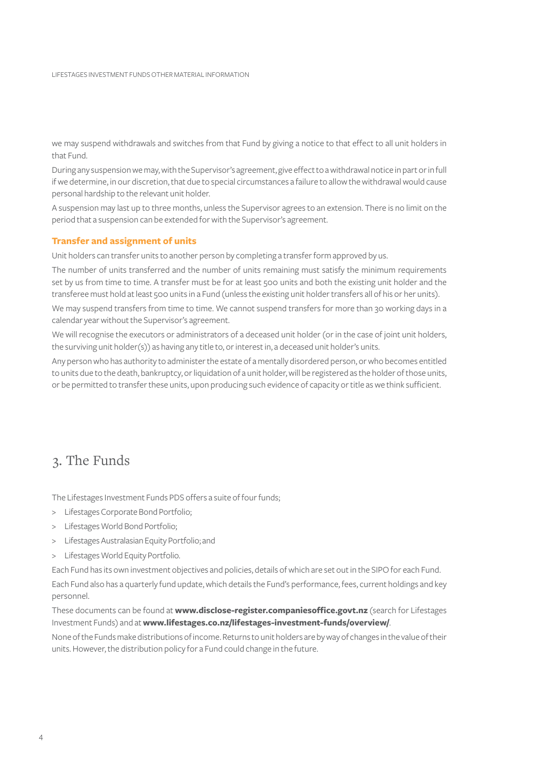we may suspend withdrawals and switches from that Fund by giving a notice to that effect to all unit holders in that Fund.

During any suspension we may, with the Supervisor's agreement, give effect to a withdrawal notice in part or in full if we determine, in our discretion, that due to special circumstances a failure to allow the withdrawal would cause personal hardship to the relevant unit holder.

A suspension may last up to three months, unless the Supervisor agrees to an extension. There is no limit on the period that a suspension can be extended for with the Supervisor's agreement.

### Transfer and assignment of units

Unit holders can transfer units to another person by completing a transfer form approved by us.

The number of units transferred and the number of units remaining must satisfy the minimum requirements set by us from time to time. A transfer must be for at least 500 units and both the existing unit holder and the transferee must hold at least 500 units in a Fund (unless the existing unit holder transfers all of his or her units).

We may suspend transfers from time to time. We cannot suspend transfers for more than 30 working days in a calendar year without the Supervisor's agreement.

We will recognise the executors or administrators of a deceased unit holder (or in the case of joint unit holders, the surviving unit holder(s)) as having any title to, or interest in, a deceased unit holder's units.

Any person who has authority to administer the estate of a mentally disordered person, or who becomes entitled to units due to the death, bankruptcy, or liquidation of a unit holder, will be registered as the holder of those units, or be permitted to transfer these units, upon producing such evidence of capacity or title as we think sufficient.

## 3. The Funds

The Lifestages Investment Funds PDS offers a suite of four funds;

- Lifestages Corporate Bond Portfolio;
- Lifestages World Bond Portfolio;
- Lifestages Australasian Equity Portfolio; and
- Lifestages World Equity Portfolio.

Each Fund has its own investment objectives and policies, details of which are set out in the SIPO for each Fund.

Each Fund also has a quarterly fund update, which details the Fund's performance, fees, current holdings and key personnel.

These documents can be found at **www.disclose-register.companiesoffice.govt.nz** (search for Lifestages Investment Funds) and at **www.lifestages.co.nz/lifestages-investment-funds/overview/**.

None of the Funds make distributions of income. Returns to unit holders are by way of changes in the value of their units. However, the distribution policy for a Fund could change in the future.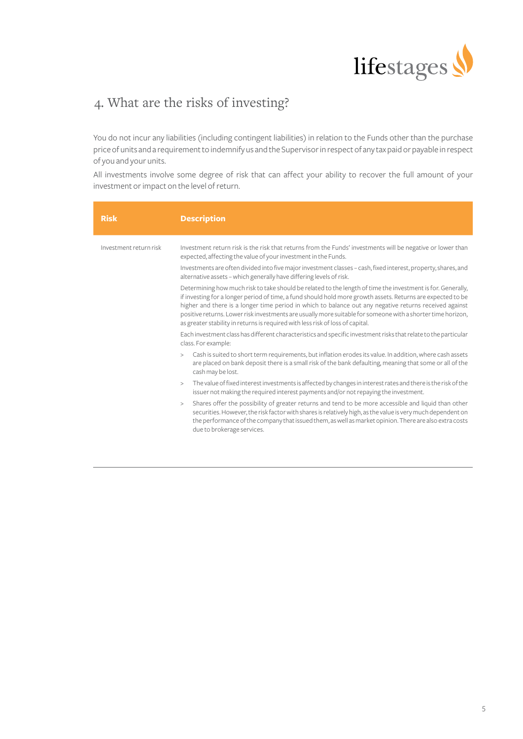## 4. What are the risks of investing?

You do not incur any liabilities (including contingent liabilities) in relation to the Funds other than the purchase price of units and a requirement to indemnify us and the Supervisor in respect of any tax paid or payable in respect of you and your units.

All investments involve some degree of risk that can affect your ability to recover the full amount of your investment or impact on the level of return.

| Risk | Description |
|---|---|
| Investment return risk | Investment return risk is the risk that returns from the Funds' investments will be negative or lower than expected, affecting the value of your investment in the Funds.<br><br>Investments are often divided into five major investment classes – cash, fixed interest, property, shares, and alternative assets – which generally have differing levels of risk.<br><br>Determining how much risk to take should be related to the length of time the investment is for. Generally, if investing for a longer period of time, a fund should hold more growth assets. Returns are expected to be higher and there is a longer time period in which to balance out any negative returns received against positive returns. Lower risk investments are usually more suitable for someone with a shorter time horizon, as greater stability in returns is required with less risk of loss of capital.<br><br>Each investment class has different characteristics and specific investment risks that relate to the particular class. For example:<br><br>> Cash is suited to short term requirements, but inflation erodes its value. In addition, where cash assets are placed on bank deposit there is a small risk of the bank defaulting, meaning that some or all of the cash may be lost.<br><br>> The value of fixed interest investments is affected by changes in interest rates and there is the risk of the issuer not making the required interest payments and/or not repaying the investment.<br><br>> Shares offer the possibility of greater returns and tend to be more accessible and liquid than other securities. However, the risk factor with shares is relatively high, as the value is very much dependent on the performance of the company that issued them, as well as market opinion. There are also extra costs due to brokerage services. |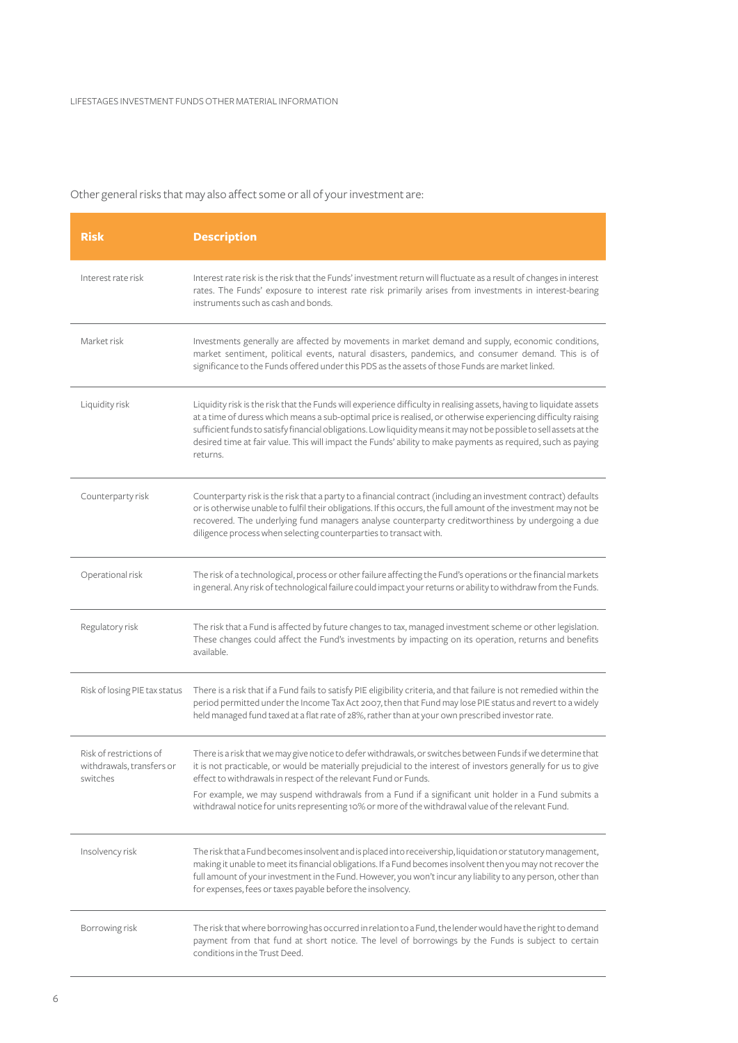Other general risks that may also affect some or all of your investment are:

| Risk | Description |
| --- | --- |
| Interest rate risk | Interest rate risk is the risk that the Funds' investment return will fluctuate as a result of changes in interest rates. The Funds' exposure to interest rate risk primarily arises from investments in interest-bearing instruments such as cash and bonds. |
| Market risk | Investments generally are affected by movements in market demand and supply, economic conditions, market sentiment, political events, natural disasters, pandemics, and consumer demand. This is of significance to the Funds offered under this PDS as the assets of those Funds are market linked. |
| Liquidity risk | Liquidity risk is the risk that the Funds will experience difficulty in realising assets, having to liquidate assets at a time of duress which means a sub-optimal price is realised, or otherwise experiencing difficulty raising sufficient funds to satisfy financial obligations. Low liquidity means it may not be possible to sell assets at the desired time at fair value. This will impact the Funds' ability to make payments as required, such as paying returns. |
| Counterparty risk | Counterparty risk is the risk that a party to a financial contract (including an investment contract) defaults or is otherwise unable to fulfil their obligations. If this occurs, the full amount of the investment may not be recovered. The underlying fund managers analyse counterparty creditworthiness by undergoing a due diligence process when selecting counterparties to transact with. |
| Operational risk | The risk of a technological, process or other failure affecting the Fund's operations or the financial markets in general. Any risk of technological failure could impact your returns or ability to withdraw from the Funds. |
| Regulatory risk | The risk that a Fund is affected by future changes to tax, managed investment scheme or other legislation. These changes could affect the Fund's investments by impacting on its operation, returns and benefits available. |
| Risk of losing PIE tax status | There is a risk that if a Fund fails to satisfy PIE eligibility criteria, and that failure is not remedied within the period permitted under the Income Tax Act 2007, then that Fund may lose PIE status and revert to a widely held managed fund taxed at a flat rate of 28%, rather than at your own prescribed investor rate. |
| Risk of restrictions of withdrawals, transfers or switches | There is a risk that we may give notice to defer withdrawals, or switches between Funds if we determine that it is not practicable, or would be materially prejudicial to the interest of investors generally for us to give effect to withdrawals in respect of the relevant Fund or Funds.<br><br>For example, we may suspend withdrawals from a Fund if a significant unit holder in a Fund submits a withdrawal notice for units representing 10% or more of the withdrawal value of the relevant Fund. |
| Insolvency risk | The risk that a Fund becomes insolvent and is placed into receivership, liquidation or statutory management, making it unable to meet its financial obligations. If a Fund becomes insolvent then you may not recover the full amount of your investment in the Fund. However, you won't incur any liability to any person, other than for expenses, fees or taxes payable before the insolvency. |
| Borrowing risk | The risk that where borrowing has occurred in relation to a Fund, the lender would have the right to demand payment from that fund at short notice. The level of borrowings by the Funds is subject to certain conditions in the Trust Deed. |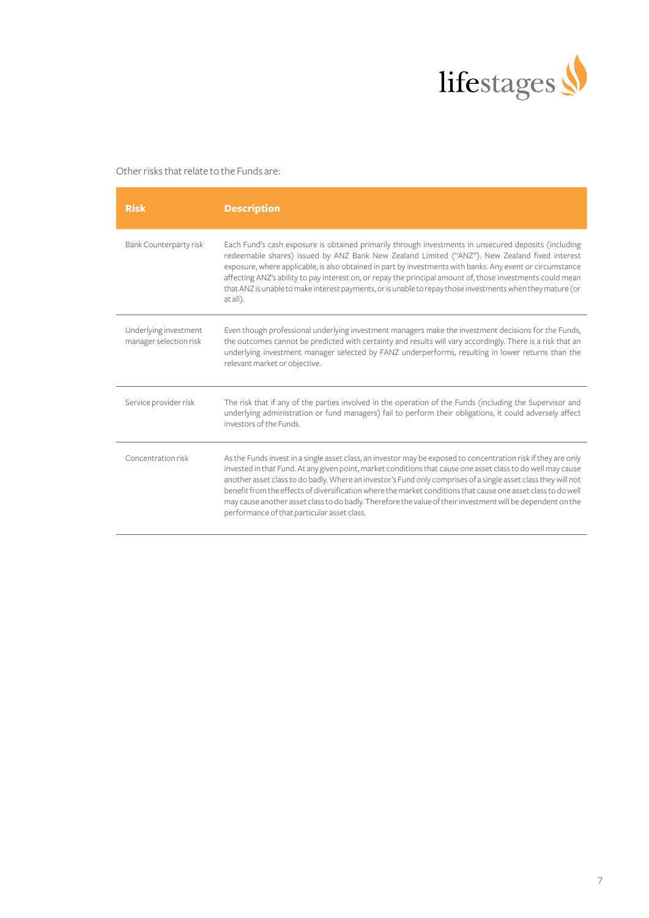Other risks that relate to the Funds are:

| Risk | Description |
|---|---|
| Bank Counterparty risk | Each Fund's cash exposure is obtained primarily through investments in unsecured deposits (including redeemable shares) issued by ANZ Bank New Zealand Limited ("ANZ"). New Zealand fixed interest exposure, where applicable, is also obtained in part by investments with banks. Any event or circumstance affecting ANZ's ability to pay interest on, or repay the principal amount of, those investments could mean that ANZ is unable to make interest payments, or is unable to repay those investments when they mature (or at all). |
| Underlying investment manager selection risk | Even though professional underlying investment managers make the investment decisions for the Funds, the outcomes cannot be predicted with certainty and results will vary accordingly. There is a risk that an underlying investment manager selected by FANZ underperforms, resulting in lower returns than the relevant market or objective. |
| Service provider risk | The risk that if any of the parties involved in the operation of the Funds (including the Supervisor and underlying administration or fund managers) fail to perform their obligations, it could adversely affect investors of the Funds. |
| Concentration risk | As the Funds invest in a single asset class, an investor may be exposed to concentration risk if they are only invested in that Fund. At any given point, market conditions that cause one asset class to do well may cause another asset class to do badly. Where an investor's Fund only comprises of a single asset class they will not benefit from the effects of diversification where the market conditions that cause one asset class to do well may cause another asset class to do badly. Therefore the value of their investment will be dependent on the performance of that particular asset class. |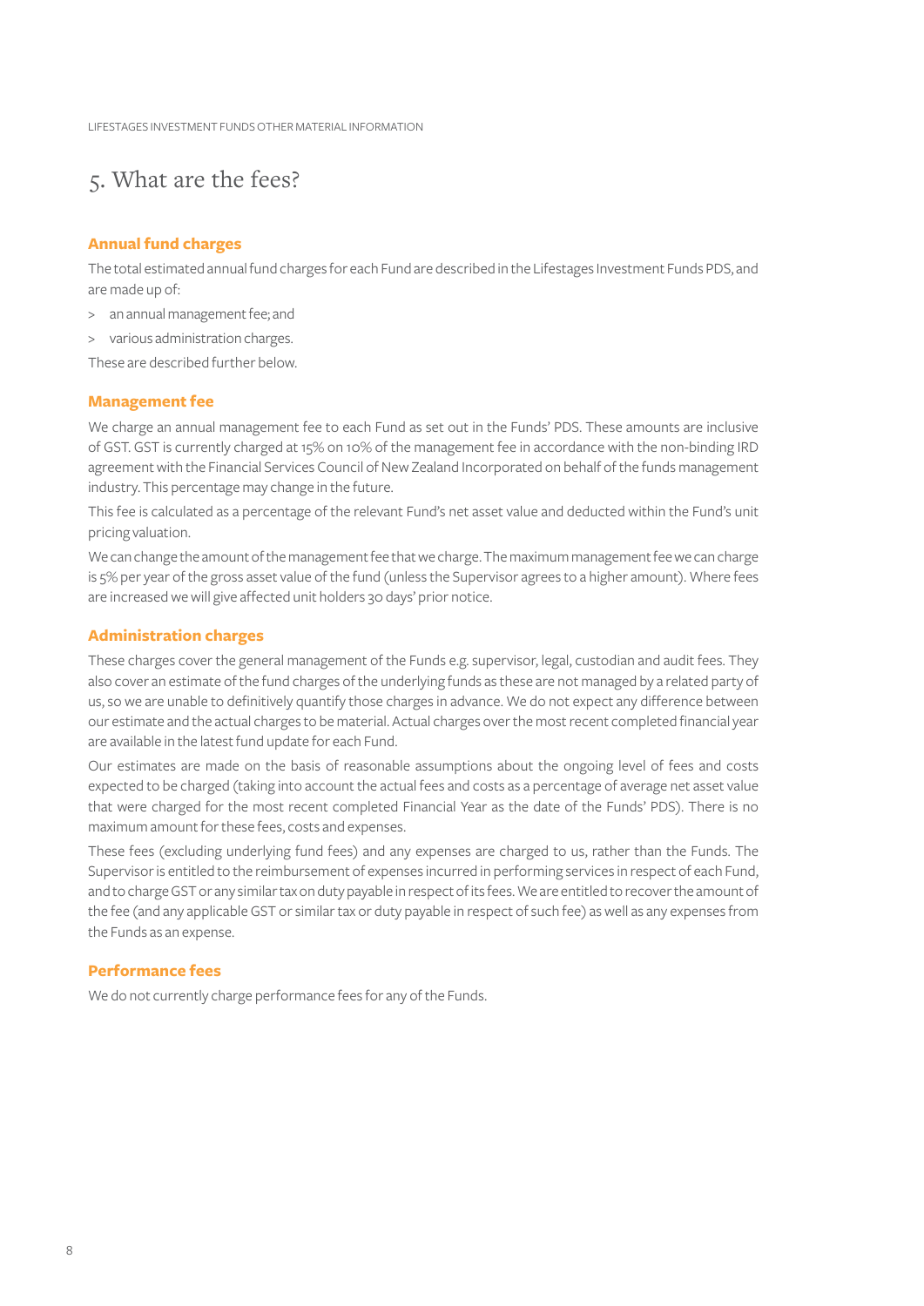# 5. What are the fees?

## Annual fund charges

The total estimated annual fund charges for each Fund are described in the Lifestages Investment Funds PDS, and are made up of:

- an annual management fee; and
- various administration charges.

These are described further below.

## Management fee

We charge an annual management fee to each Fund as set out in the Funds' PDS. These amounts are inclusive of GST. GST is currently charged at 15% on 10% of the management fee in accordance with the non-binding IRD agreement with the Financial Services Council of New Zealand Incorporated on behalf of the funds management industry. This percentage may change in the future.

This fee is calculated as a percentage of the relevant Fund's net asset value and deducted within the Fund's unit pricing valuation.

We can change the amount of the management fee that we charge. The maximum management fee we can charge is 5% per year of the gross asset value of the fund (unless the Supervisor agrees to a higher amount). Where fees are increased we will give affected unit holders 30 days' prior notice.

## Administration charges

These charges cover the general management of the Funds e.g. supervisor, legal, custodian and audit fees. They also cover an estimate of the fund charges of the underlying funds as these are not managed by a related party of us, so we are unable to definitively quantify those charges in advance. We do not expect any difference between our estimate and the actual charges to be material. Actual charges over the most recent completed financial year are available in the latest fund update for each Fund.

Our estimates are made on the basis of reasonable assumptions about the ongoing level of fees and costs expected to be charged (taking into account the actual fees and costs as a percentage of average net asset value that were charged for the most recent completed Financial Year as the date of the Funds' PDS). There is no maximum amount for these fees, costs and expenses.

These fees (excluding underlying fund fees) and any expenses are charged to us, rather than the Funds. The Supervisor is entitled to the reimbursement of expenses incurred in performing services in respect of each Fund, and to charge GST or any similar tax on duty payable in respect of its fees. We are entitled to recover the amount of the fee (and any applicable GST or similar tax or duty payable in respect of such fee) as well as any expenses from the Funds as an expense.

## Performance fees

We do not currently charge performance fees for any of the Funds.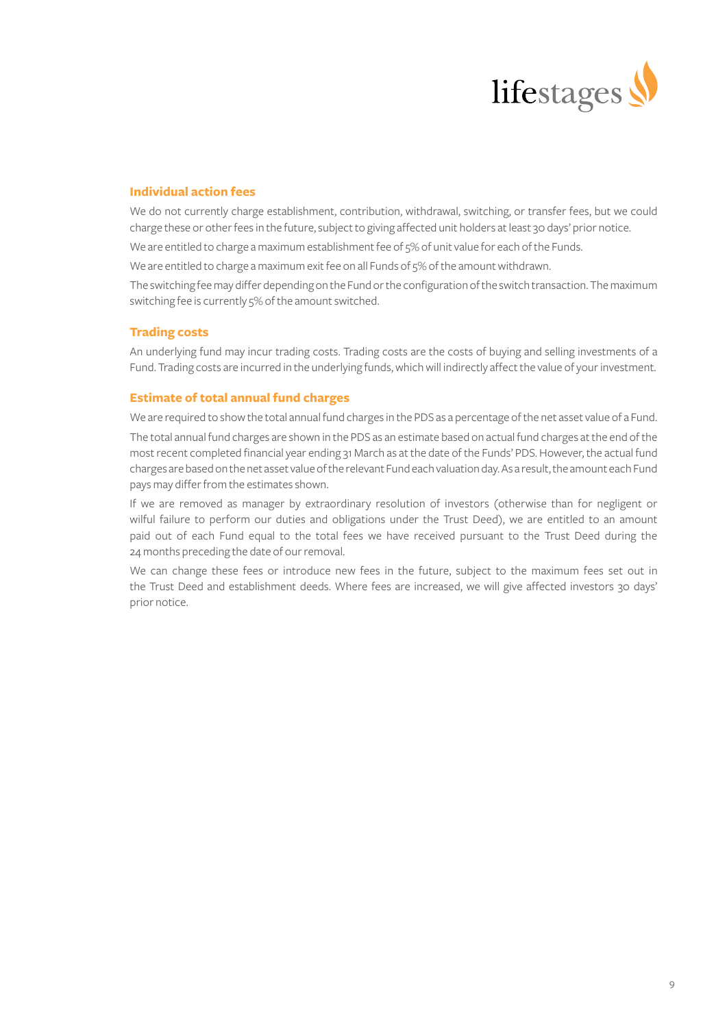### Individual action fees

We do not currently charge establishment, contribution, withdrawal, switching, or transfer fees, but we could charge these or other fees in the future, subject to giving affected unit holders at least 30 days' prior notice.

We are entitled to charge a maximum establishment fee of 5% of unit value for each of the Funds.

We are entitled to charge a maximum exit fee on all Funds of 5% of the amount withdrawn.

The switching fee may differ depending on the Fund or the configuration of the switch transaction. The maximum switching fee is currently 5% of the amount switched.

### Trading costs

An underlying fund may incur trading costs. Trading costs are the costs of buying and selling investments of a Fund. Trading costs are incurred in the underlying funds, which will indirectly affect the value of your investment.

### Estimate of total annual fund charges

We are required to show the total annual fund charges in the PDS as a percentage of the net asset value of a Fund.

The total annual fund charges are shown in the PDS as an estimate based on actual fund charges at the end of the most recent completed financial year ending 31 March as at the date of the Funds' PDS. However, the actual fund charges are based on the net asset value of the relevant Fund each valuation day. As a result, the amount each Fund pays may differ from the estimates shown.

If we are removed as manager by extraordinary resolution of investors (otherwise than for negligent or wilful failure to perform our duties and obligations under the Trust Deed), we are entitled to an amount paid out of each Fund equal to the total fees we have received pursuant to the Trust Deed during the 24 months preceding the date of our removal.

We can change these fees or introduce new fees in the future, subject to the maximum fees set out in the Trust Deed and establishment deeds. Where fees are increased, we will give affected investors 30 days' prior notice.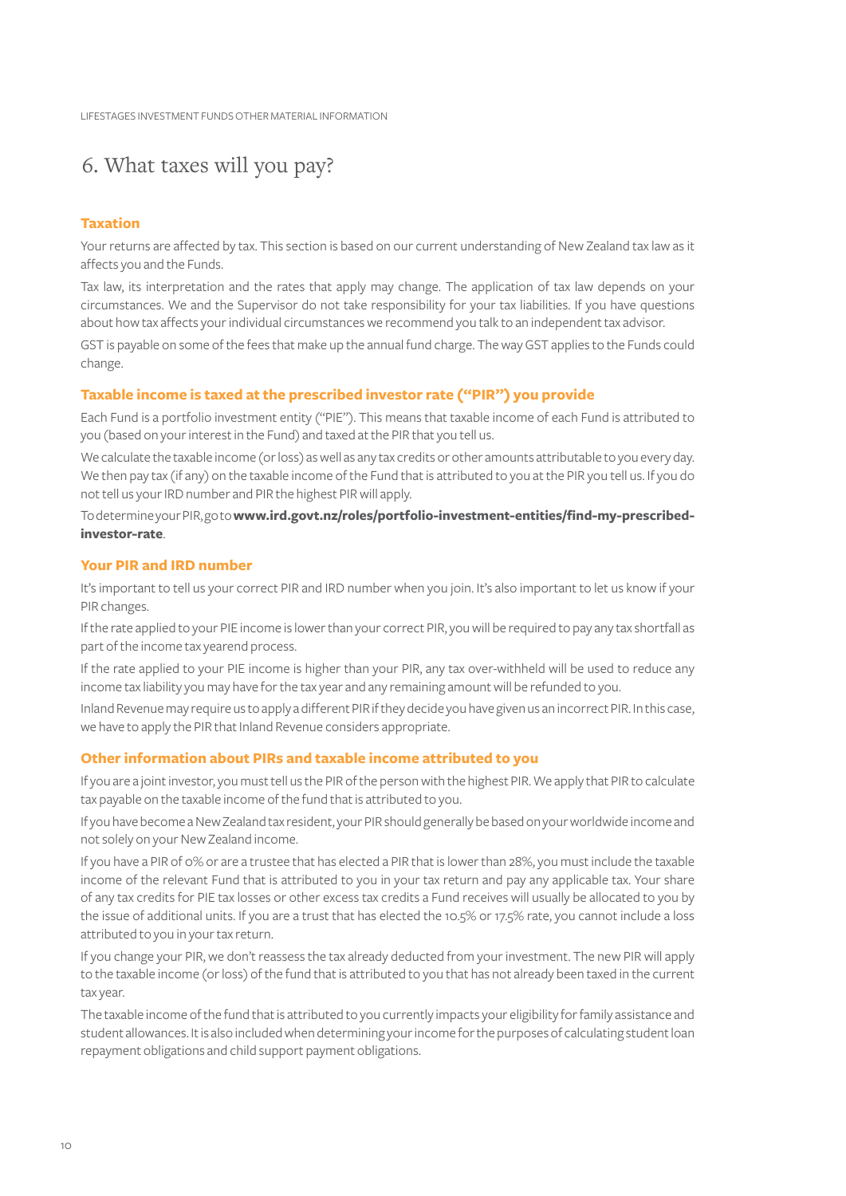# 6. What taxes will you pay?

### Taxation

Your returns are affected by tax. This section is based on our current understanding of New Zealand tax law as it affects you and the Funds.

Tax law, its interpretation and the rates that apply may change. The application of tax law depends on your circumstances. We and the Supervisor do not take responsibility for your tax liabilities. If you have questions about how tax affects your individual circumstances we recommend you talk to an independent tax advisor.

GST is payable on some of the fees that make up the annual fund charge. The way GST applies to the Funds could change.

### Taxable income is taxed at the prescribed investor rate ("PIR") you provide

Each Fund is a portfolio investment entity ("PIE"). This means that taxable income of each Fund is attributed to you (based on your interest in the Fund) and taxed at the PIR that you tell us.

We calculate the taxable income (or loss) as well as any tax credits or other amounts attributable to you every day. We then pay tax (if any) on the taxable income of the Fund that is attributed to you at the PIR you tell us. If you do not tell us your IRD number and PIR the highest PIR will apply.

To determine your PIR, go to **www.ird.govt.nz/roles/portfolio-investment-entities/find-my-prescribed-investor-rate**.

### Your PIR and IRD number

It's important to tell us your correct PIR and IRD number when you join. It's also important to let us know if your PIR changes.

If the rate applied to your PIE income is lower than your correct PIR, you will be required to pay any tax shortfall as part of the income tax yearend process.

If the rate applied to your PIE income is higher than your PIR, any tax over-withheld will be used to reduce any income tax liability you may have for the tax year and any remaining amount will be refunded to you.

Inland Revenue may require us to apply a different PIR if they decide you have given us an incorrect PIR. In this case, we have to apply the PIR that Inland Revenue considers appropriate.

### Other information about PIRs and taxable income attributed to you

If you are a joint investor, you must tell us the PIR of the person with the highest PIR. We apply that PIR to calculate tax payable on the taxable income of the fund that is attributed to you.

If you have become a New Zealand tax resident, your PIR should generally be based on your worldwide income and not solely on your New Zealand income.

If you have a PIR of 0% or are a trustee that has elected a PIR that is lower than 28%, you must include the taxable income of the relevant Fund that is attributed to you in your tax return and pay any applicable tax. Your share of any tax credits for PIE tax losses or other excess tax credits a Fund receives will usually be allocated to you by the issue of additional units. If you are a trust that has elected the 10.5% or 17.5% rate, you cannot include a loss attributed to you in your tax return.

If you change your PIR, we don't reassess the tax already deducted from your investment. The new PIR will apply to the taxable income (or loss) of the fund that is attributed to you that has not already been taxed in the current tax year.

The taxable income of the fund that is attributed to you currently impacts your eligibility for family assistance and student allowances. It is also included when determining your income for the purposes of calculating student loan repayment obligations and child support payment obligations.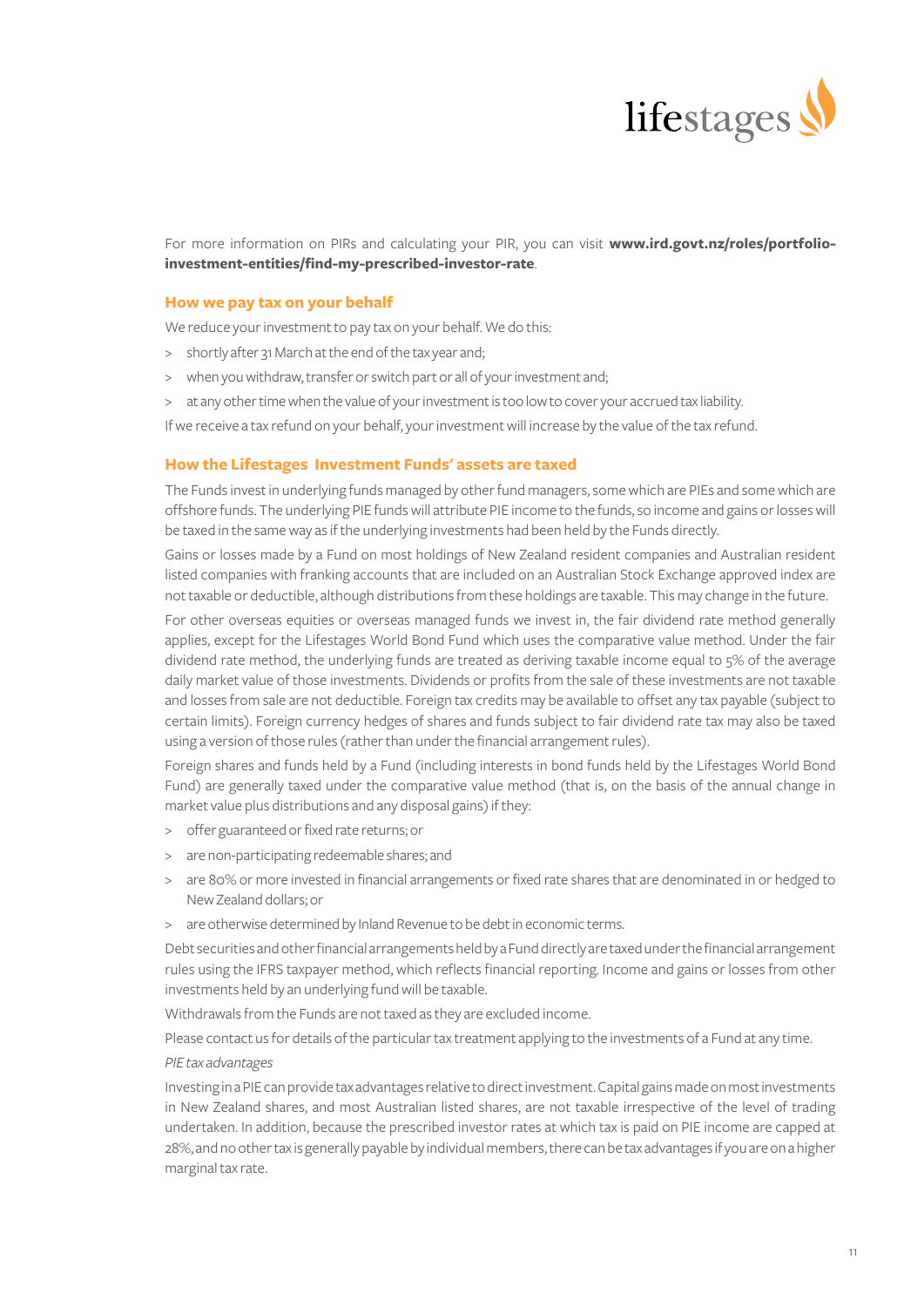For more information on PIRs and calculating your PIR, you can visit **www.ird.govt.nz/roles/portfolio-investment-entities/find-my-prescribed-investor-rate**.

### How we pay tax on your behalf

We reduce your investment to pay tax on your behalf. We do this:

> shortly after 31 March at the end of the tax year and;

> when you withdraw, transfer or switch part or all of your investment and;

> at any other time when the value of your investment is too low to cover your accrued tax liability.

If we receive a tax refund on your behalf, your investment will increase by the value of the tax refund.

### How the Lifestages Investment Funds' assets are taxed

The Funds invest in underlying funds managed by other fund managers, some which are PIEs and some which are offshore funds. The underlying PIE funds will attribute PIE income to the funds, so income and gains or losses will be taxed in the same way as if the underlying investments had been held by the Funds directly.

Gains or losses made by a Fund on most holdings of New Zealand resident companies and Australian resident listed companies with franking accounts that are included on an Australian Stock Exchange approved index are not taxable or deductible, although distributions from these holdings are taxable. This may change in the future.

For other overseas equities or overseas managed funds we invest in, the fair dividend rate method generally applies, except for the Lifestages World Bond Fund which uses the comparative value method. Under the fair dividend rate method, the underlying funds are treated as deriving taxable income equal to 5% of the average daily market value of those investments. Dividends or profits from the sale of these investments are not taxable and losses from sale are not deductible. Foreign tax credits may be available to offset any tax payable (subject to certain limits). Foreign currency hedges of shares and funds subject to fair dividend rate tax may also be taxed using a version of those rules (rather than under the financial arrangement rules).

Foreign shares and funds held by a Fund (including interests in bond funds held by the Lifestages World Bond Fund) are generally taxed under the comparative value method (that is, on the basis of the annual change in market value plus distributions and any disposal gains) if they:

> offer guaranteed or fixed rate returns; or

> are non-participating redeemable shares; and

> are 80% or more invested in financial arrangements or fixed rate shares that are denominated in or hedged to New Zealand dollars; or

> are otherwise determined by Inland Revenue to be debt in economic terms.

Debt securities and other financial arrangements held by a Fund directly are taxed under the financial arrangement rules using the IFRS taxpayer method, which reflects financial reporting. Income and gains or losses from other investments held by an underlying fund will be taxable.

Withdrawals from the Funds are not taxed as they are excluded income.

Please contact us for details of the particular tax treatment applying to the investments of a Fund at any time.

*PIE tax advantages*

Investing in a PIE can provide tax advantages relative to direct investment. Capital gains made on most investments in New Zealand shares, and most Australian listed shares, are not taxable irrespective of the level of trading undertaken. In addition, because the prescribed investor rates at which tax is paid on PIE income are capped at 28%, and no other tax is generally payable by individual members, there can be tax advantages if you are on a higher marginal tax rate.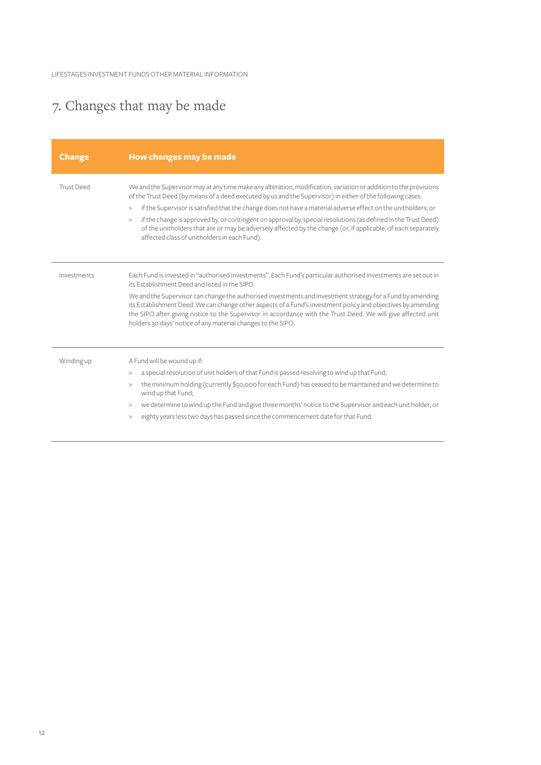# 7. Changes that may be made

| Change | How changes may be made |
| --- | --- |
| Trust Deed | We and the Supervisor may at any time make any alteration, modification, variation or addition to the provisions of the Trust Deed (by means of a deed executed by us and the Supervisor) in either of the following cases:<br>> if the Supervisor is satisfied that the change does not have a material adverse effect on the unitholders; or<br>> if the change is approved by, or contingent on approval by, special resolutions (as defined in the Trust Deed) of the unitholders that are or may be adversely affected by the change (or, if applicable, of each separately affected class of unitholders in each Fund). |
| Investments | Each Fund is invested in "authorised investments". Each Fund's particular authorised investments are set out in its Establishment Deed and listed in the SIPO.<br>We and the Supervisor can change the authorised investments and investment strategy for a Fund by amending its Establishment Deed. We can change other aspects of a Fund's investment policy and objectives by amending the SIPO after giving notice to the Supervisor in accordance with the Trust Deed. We will give affected unit holders 30 days' notice of any material changes to the SIPO. |
| Winding up | A Fund will be wound up if:<br>> a special resolution of unit holders of that Fund is passed resolving to wind up that Fund;<br>> the minimum holding (currently $50,000 for each Fund) has ceased to be maintained and we determine to wind up that Fund;<br>> we determine to wind up the Fund and give three months' notice to the Supervisor and each unit holder; or<br>> eighty years less two days has passed since the commencement date for that Fund. |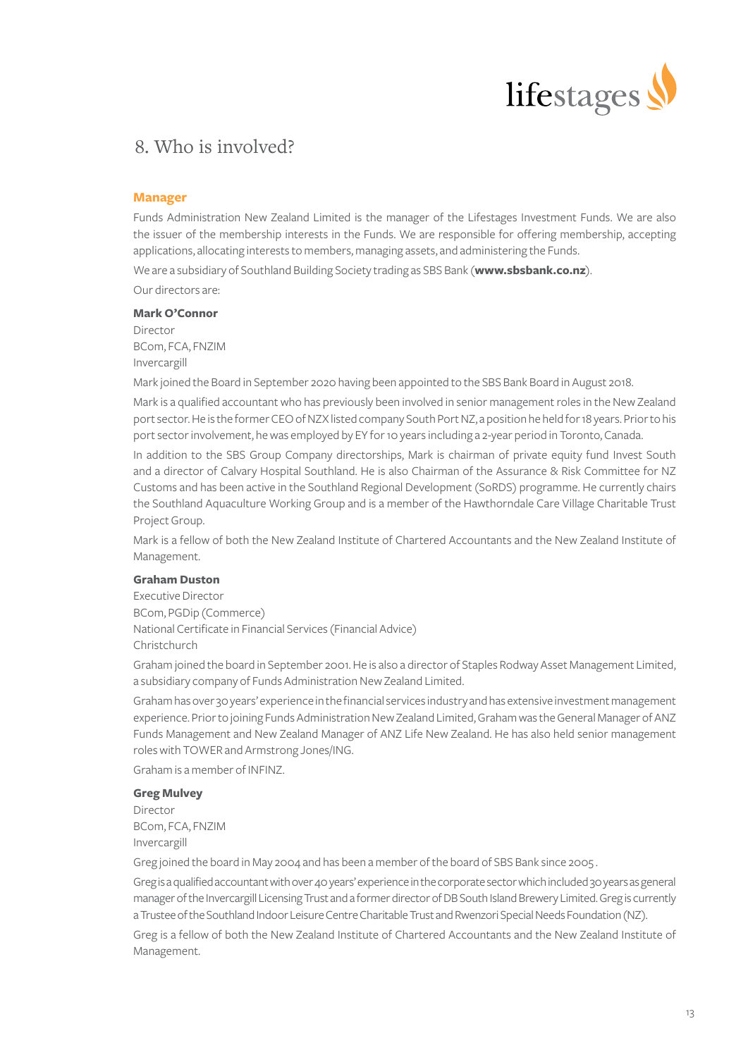# 8. Who is involved?

## Manager

Funds Administration New Zealand Limited is the manager of the Lifestages Investment Funds. We are also the issuer of the membership interests in the Funds. We are responsible for offering membership, accepting applications, allocating interests to members, managing assets, and administering the Funds.

We are a subsidiary of Southland Building Society trading as SBS Bank (**www.sbsbank.co.nz**).

Our directors are:

**Mark O'Connor**

Director
BCom, FCA, FNZIM
Invercargill

Mark joined the Board in September 2020 having been appointed to the SBS Bank Board in August 2018.

Mark is a qualified accountant who has previously been involved in senior management roles in the New Zealand port sector. He is the former CEO of NZX listed company South Port NZ, a position he held for 18 years. Prior to his port sector involvement, he was employed by EY for 10 years including a 2-year period in Toronto, Canada.

In addition to the SBS Group Company directorships, Mark is chairman of private equity fund Invest South and a director of Calvary Hospital Southland. He is also Chairman of the Assurance & Risk Committee for NZ Customs and has been active in the Southland Regional Development (SoRDS) programme. He currently chairs the Southland Aquaculture Working Group and is a member of the Hawthorndale Care Village Charitable Trust Project Group.

Mark is a fellow of both the New Zealand Institute of Chartered Accountants and the New Zealand Institute of Management.

**Graham Duston**

Executive Director
BCom, PGDip (Commerce)
National Certificate in Financial Services (Financial Advice)
Christchurch

Graham joined the board in September 2001. He is also a director of Staples Rodway Asset Management Limited, a subsidiary company of Funds Administration New Zealand Limited.

Graham has over 30 years' experience in the financial services industry and has extensive investment management experience. Prior to joining Funds Administration New Zealand Limited, Graham was the General Manager of ANZ Funds Management and New Zealand Manager of ANZ Life New Zealand. He has also held senior management roles with TOWER and Armstrong Jones/ING.

Graham is a member of INFINZ.

**Greg Mulvey**

Director
BCom, FCA, FNZIM
Invercargill

Greg joined the board in May 2004 and has been a member of the board of SBS Bank since 2005 .

Greg is a qualified accountant with over 40 years' experience in the corporate sector which included 30 years as general manager of the Invercargill Licensing Trust and a former director of DB South Island Brewery Limited. Greg is currently a Trustee of the Southland Indoor Leisure Centre Charitable Trust and Rwenzori Special Needs Foundation (NZ).

Greg is a fellow of both the New Zealand Institute of Chartered Accountants and the New Zealand Institute of Management.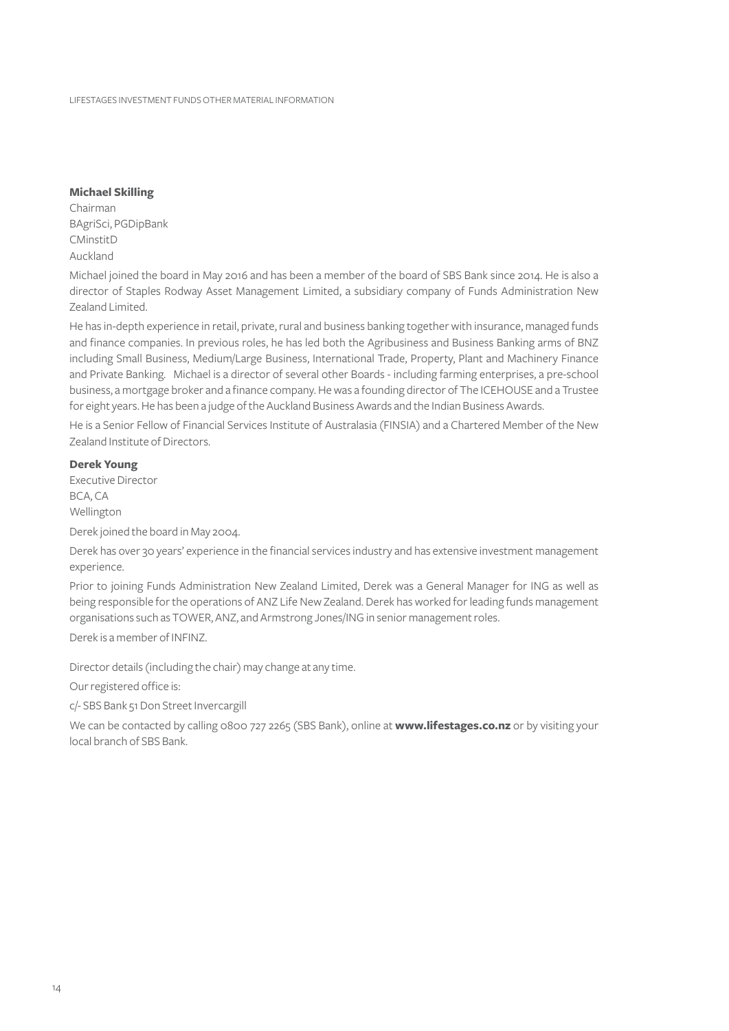**Michael Skilling**

Chairman
BAgriSci, PGDipBank
CMinstitD
Auckland

Michael joined the board in May 2016 and has been a member of the board of SBS Bank since 2014. He is also a director of Staples Rodway Asset Management Limited, a subsidiary company of Funds Administration New Zealand Limited.

He has in-depth experience in retail, private, rural and business banking together with insurance, managed funds and finance companies. In previous roles, he has led both the Agribusiness and Business Banking arms of BNZ including Small Business, Medium/Large Business, International Trade, Property, Plant and Machinery Finance and Private Banking. Michael is a director of several other Boards - including farming enterprises, a pre-school business, a mortgage broker and a finance company. He was a founding director of The ICEHOUSE and a Trustee for eight years. He has been a judge of the Auckland Business Awards and the Indian Business Awards.

He is a Senior Fellow of Financial Services Institute of Australasia (FINSIA) and a Chartered Member of the New Zealand Institute of Directors.

**Derek Young**

Executive Director
BCA, CA
Wellington

Derek joined the board in May 2004.

Derek has over 30 years' experience in the financial services industry and has extensive investment management experience.

Prior to joining Funds Administration New Zealand Limited, Derek was a General Manager for ING as well as being responsible for the operations of ANZ Life New Zealand. Derek has worked for leading funds management organisations such as TOWER, ANZ, and Armstrong Jones/ING in senior management roles.

Derek is a member of INFINZ.

Director details (including the chair) may change at any time.

Our registered office is:

c/- SBS Bank 51 Don Street Invercargill

We can be contacted by calling 0800 727 2265 (SBS Bank), online at **www.lifestages.co.nz** or by visiting your local branch of SBS Bank.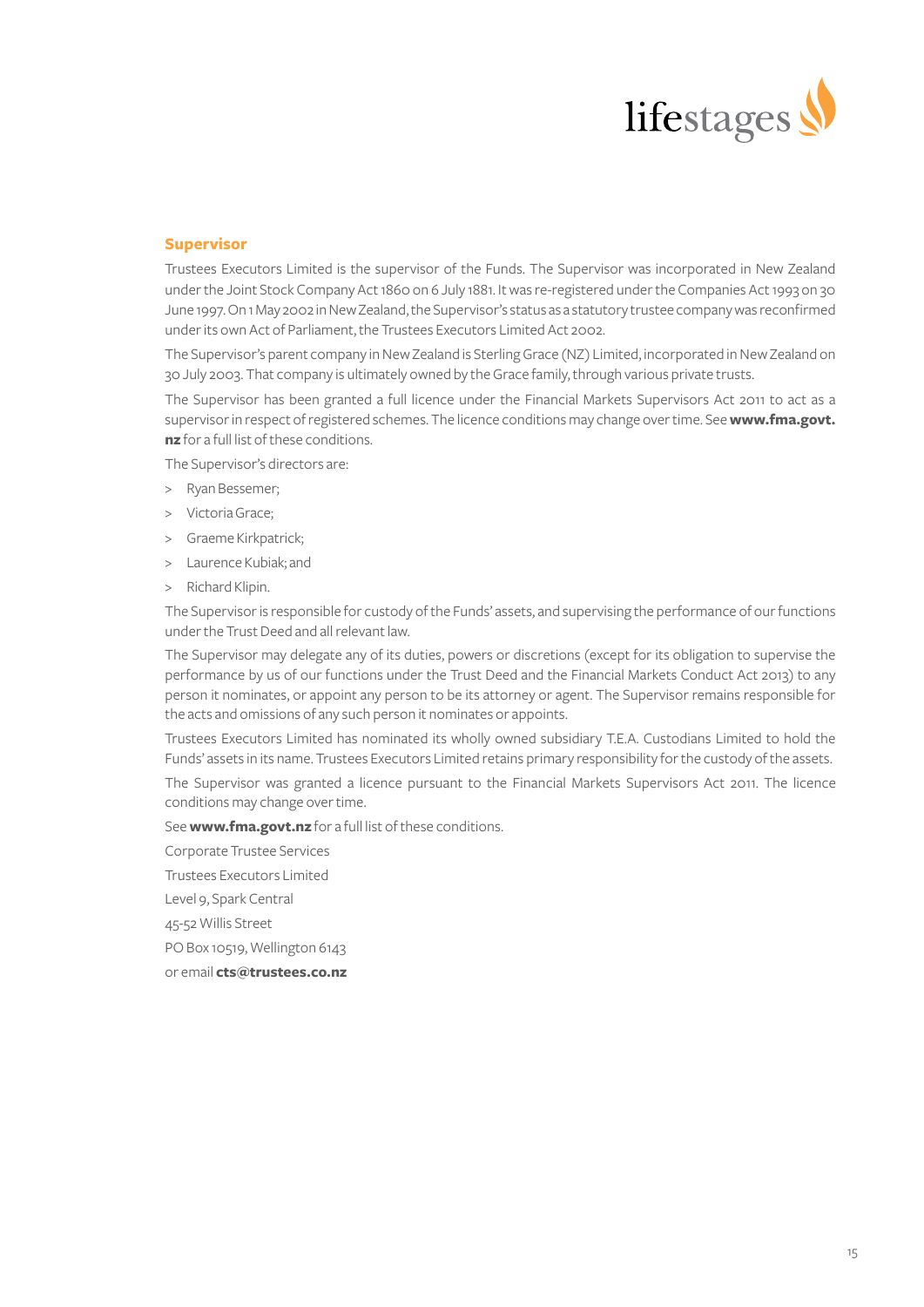## Supervisor

Trustees Executors Limited is the supervisor of the Funds. The Supervisor was incorporated in New Zealand under the Joint Stock Company Act 1860 on 6 July 1881. It was re-registered under the Companies Act 1993 on 30 June 1997. On 1 May 2002 in New Zealand, the Supervisor's status as a statutory trustee company was reconfirmed under its own Act of Parliament, the Trustees Executors Limited Act 2002.

The Supervisor's parent company in New Zealand is Sterling Grace (NZ) Limited, incorporated in New Zealand on 30 July 2003. That company is ultimately owned by the Grace family, through various private trusts.

The Supervisor has been granted a full licence under the Financial Markets Supervisors Act 2011 to act as a supervisor in respect of registered schemes. The licence conditions may change over time. See **www.fma.govt.nz** for a full list of these conditions.

The Supervisor's directors are:

> Ryan Bessemer;

> Victoria Grace;

> Graeme Kirkpatrick;

> Laurence Kubiak; and

> Richard Klipin.

The Supervisor is responsible for custody of the Funds' assets, and supervising the performance of our functions under the Trust Deed and all relevant law.

The Supervisor may delegate any of its duties, powers or discretions (except for its obligation to supervise the performance by us of our functions under the Trust Deed and the Financial Markets Conduct Act 2013) to any person it nominates, or appoint any person to be its attorney or agent. The Supervisor remains responsible for the acts and omissions of any such person it nominates or appoints.

Trustees Executors Limited has nominated its wholly owned subsidiary T.E.A. Custodians Limited to hold the Funds' assets in its name. Trustees Executors Limited retains primary responsibility for the custody of the assets.

The Supervisor was granted a licence pursuant to the Financial Markets Supervisors Act 2011. The licence conditions may change over time.

See **www.fma.govt.nz** for a full list of these conditions.

Corporate Trustee Services

Trustees Executors Limited

Level 9, Spark Central

45-52 Willis Street

PO Box 10519, Wellington 6143

or email **cts@trustees.co.nz**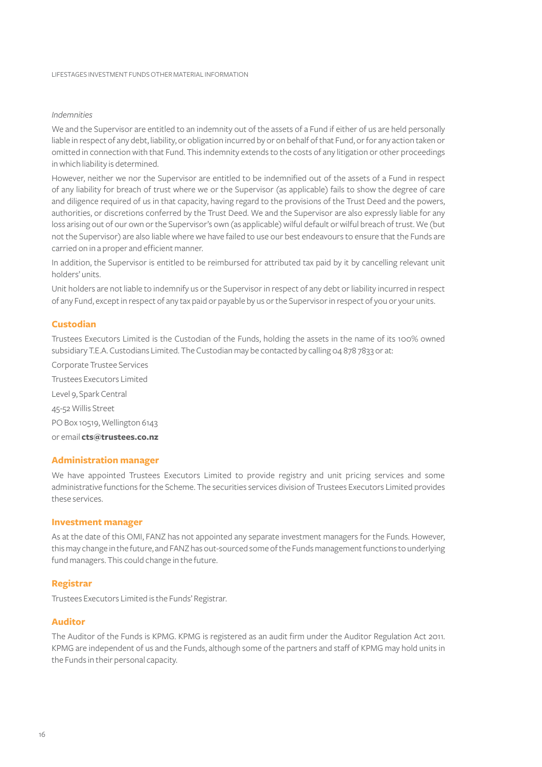*Indemnities*

We and the Supervisor are entitled to an indemnity out of the assets of a Fund if either of us are held personally liable in respect of any debt, liability, or obligation incurred by or on behalf of that Fund, or for any action taken or omitted in connection with that Fund. This indemnity extends to the costs of any litigation or other proceedings in which liability is determined.

However, neither we nor the Supervisor are entitled to be indemnified out of the assets of a Fund in respect of any liability for breach of trust where we or the Supervisor (as applicable) fails to show the degree of care and diligence required of us in that capacity, having regard to the provisions of the Trust Deed and the powers, authorities, or discretions conferred by the Trust Deed. We and the Supervisor are also expressly liable for any loss arising out of our own or the Supervisor's own (as applicable) wilful default or wilful breach of trust. We (but not the Supervisor) are also liable where we have failed to use our best endeavours to ensure that the Funds are carried on in a proper and efficient manner.

In addition, the Supervisor is entitled to be reimbursed for attributed tax paid by it by cancelling relevant unit holders' units.

Unit holders are not liable to indemnify us or the Supervisor in respect of any debt or liability incurred in respect of any Fund, except in respect of any tax paid or payable by us or the Supervisor in respect of you or your units.

## Custodian

Trustees Executors Limited is the Custodian of the Funds, holding the assets in the name of its 100% owned subsidiary T.E.A. Custodians Limited. The Custodian may be contacted by calling 04 878 7833 or at:

Corporate Trustee Services

Trustees Executors Limited

Level 9, Spark Central

45-52 Willis Street

PO Box 10519, Wellington 6143

or email **cts@trustees.co.nz**

## Administration manager

We have appointed Trustees Executors Limited to provide registry and unit pricing services and some administrative functions for the Scheme. The securities services division of Trustees Executors Limited provides these services.

## Investment manager

As at the date of this OMI, FANZ has not appointed any separate investment managers for the Funds. However, this may change in the future, and FANZ has out-sourced some of the Funds management functions to underlying fund managers. This could change in the future.

## Registrar

Trustees Executors Limited is the Funds' Registrar.

## Auditor

The Auditor of the Funds is KPMG. KPMG is registered as an audit firm under the Auditor Regulation Act 2011. KPMG are independent of us and the Funds, although some of the partners and staff of KPMG may hold units in the Funds in their personal capacity.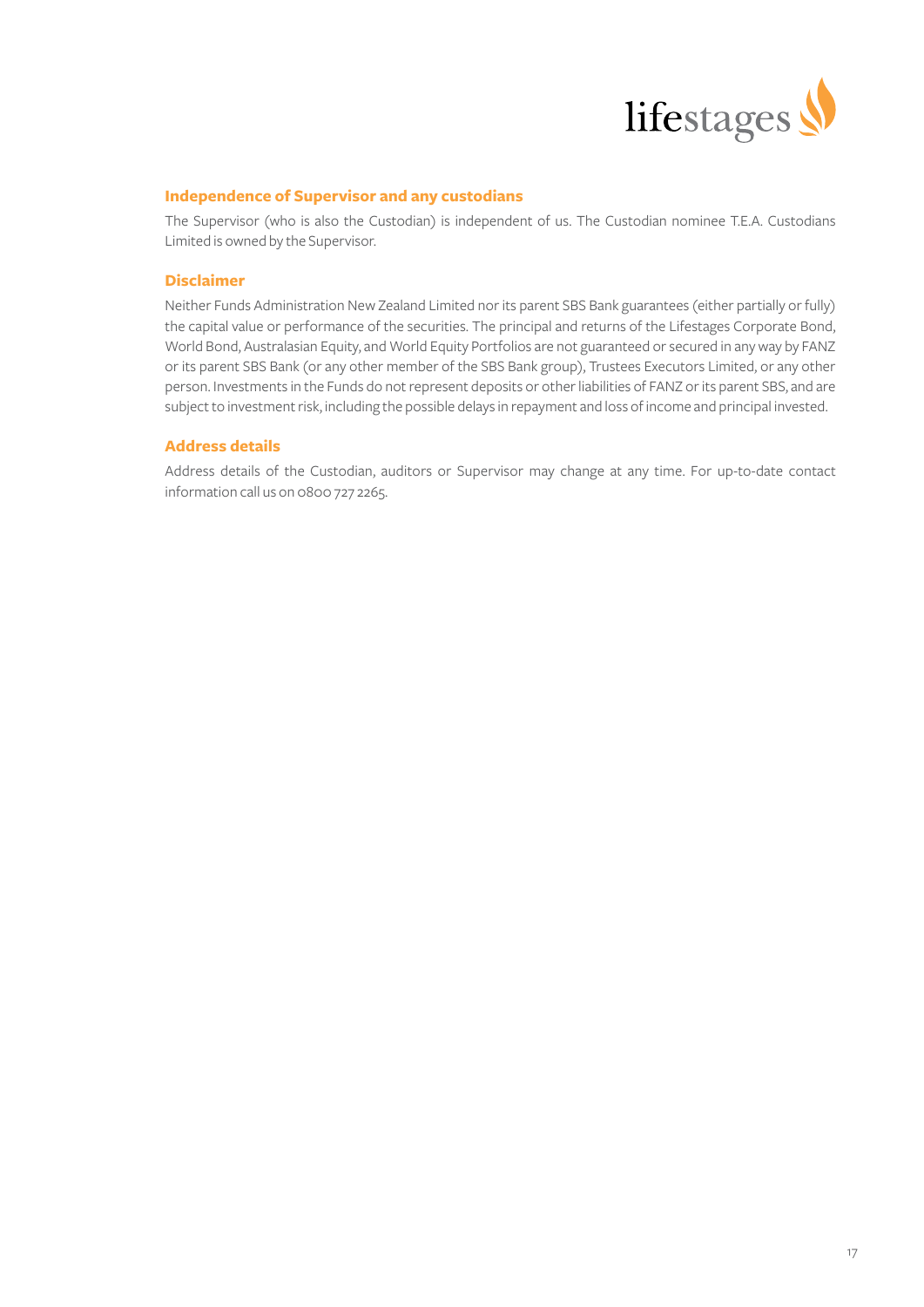## Independence of Supervisor and any custodians

The Supervisor (who is also the Custodian) is independent of us. The Custodian nominee T.E.A. Custodians Limited is owned by the Supervisor.

## Disclaimer

Neither Funds Administration New Zealand Limited nor its parent SBS Bank guarantees (either partially or fully) the capital value or performance of the securities. The principal and returns of the Lifestages Corporate Bond, World Bond, Australasian Equity, and World Equity Portfolios are not guaranteed or secured in any way by FANZ or its parent SBS Bank (or any other member of the SBS Bank group), Trustees Executors Limited, or any other person. Investments in the Funds do not represent deposits or other liabilities of FANZ or its parent SBS, and are subject to investment risk, including the possible delays in repayment and loss of income and principal invested.

## Address details

Address details of the Custodian, auditors or Supervisor may change at any time. For up-to-date contact information call us on 0800 727 2265.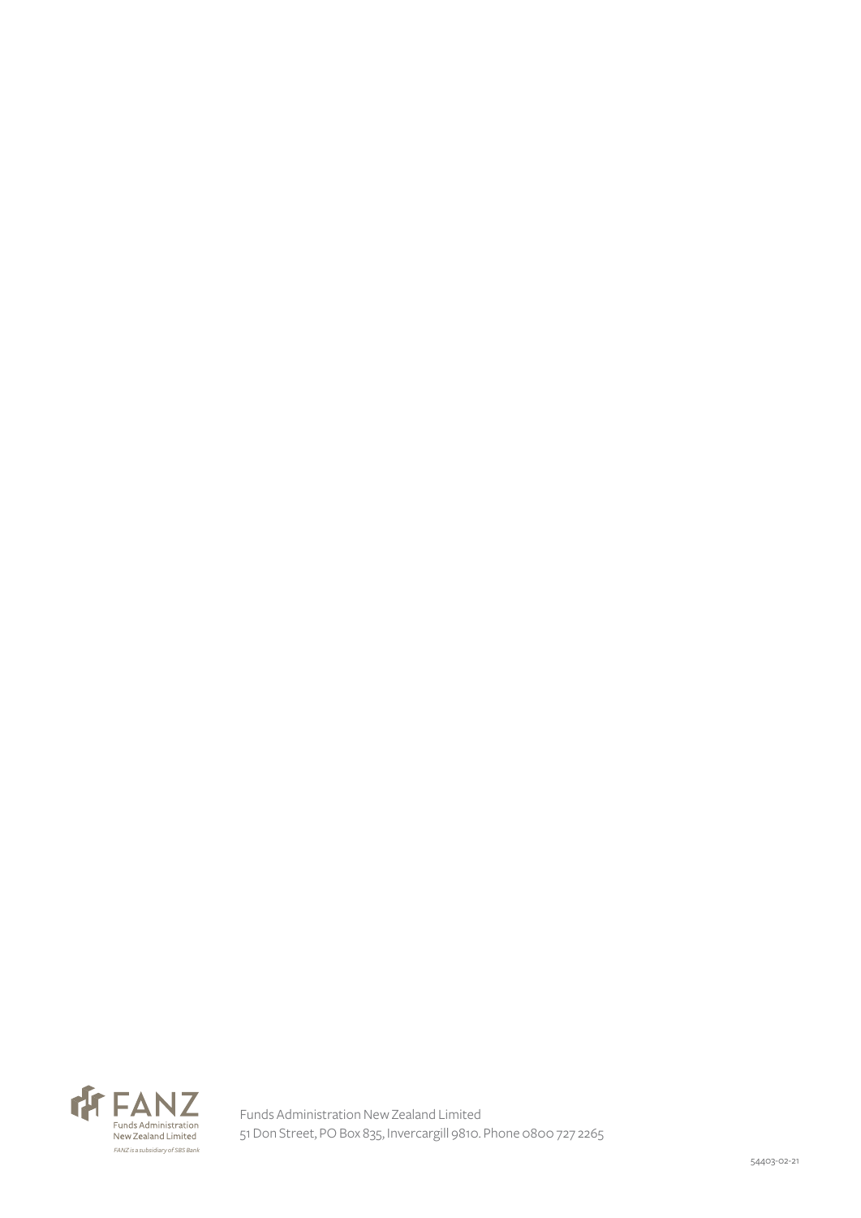FANZ
Funds Administration New Zealand Limited
*FANZ is a subsidiary of SBS Bank*

Funds Administration New Zealand Limited
51 Don Street, PO Box 835, Invercargill 9810. Phone 0800 727 2265

54403-02-21